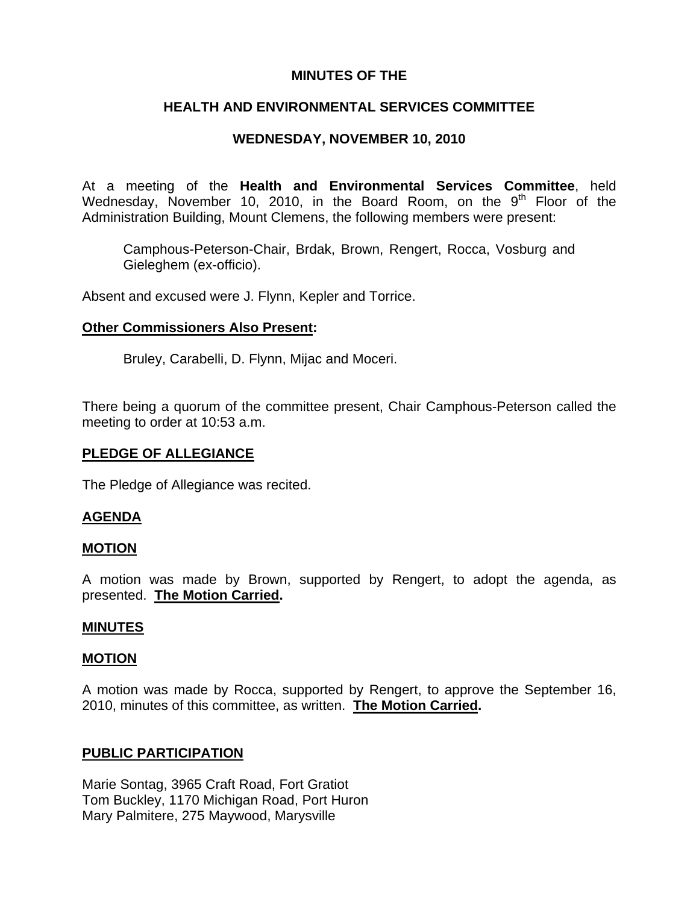# MINUTES OF THE

## HEALTH AND ENVIRONMENTAL SERVICES COMMITTEE

## WEDNESDAY, NOVEMBER 10, 2010

At a meeting of the **Health and Environmental Services Committee**, held Wednesday, November 10, 2010, in the Board Room, on the 9th Floor of the Administration Building, Mount Clemens, the following members were present:

> Camphous-Peterson-Chair, Brdak, Brown, Rengert, Rocca, Vosburg and Gieleghem (ex-officio).

Absent and excused were J. Flynn, Kepler and Torrice.

**Other Commissioners Also Present:**

> Bruley, Carabelli, D. Flynn, Mijac and Moceri.

There being a quorum of the committee present, Chair Camphous-Peterson called the meeting to order at 10:53 a.m.

**PLEDGE OF ALLEGIANCE**

The Pledge of Allegiance was recited.

**AGENDA**

**MOTION**

A motion was made by Brown, supported by Rengert, to adopt the agenda, as presented. **The Motion Carried.**

**MINUTES**

**MOTION**

A motion was made by Rocca, supported by Rengert, to approve the September 16, 2010, minutes of this committee, as written. **The Motion Carried.**

**PUBLIC PARTICIPATION**

Marie Sontag, 3965 Craft Road, Fort Gratiot
Tom Buckley, 1170 Michigan Road, Port Huron
Mary Palmitere, 275 Maywood, Marysville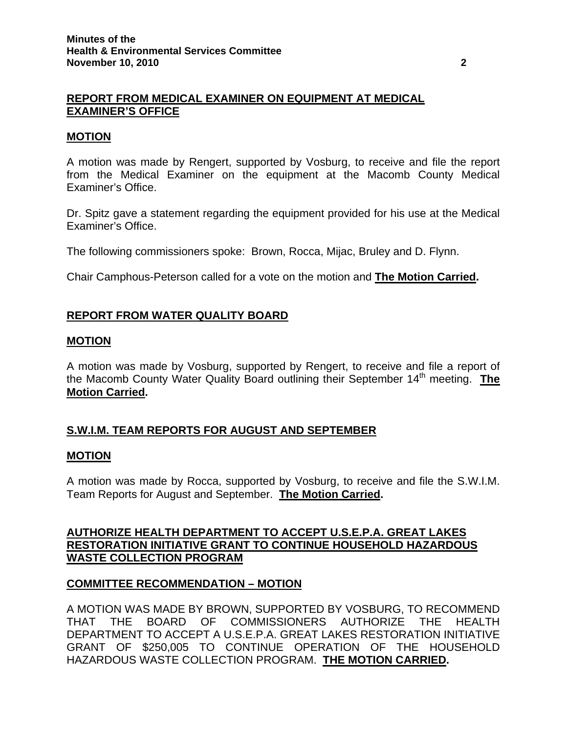## REPORT FROM MEDICAL EXAMINER ON EQUIPMENT AT MEDICAL EXAMINER'S OFFICE

### MOTION

A motion was made by Rengert, supported by Vosburg, to receive and file the report from the Medical Examiner on the equipment at the Macomb County Medical Examiner's Office.

Dr. Spitz gave a statement regarding the equipment provided for his use at the Medical Examiner's Office.

The following commissioners spoke: Brown, Rocca, Mijac, Bruley and D. Flynn.

Chair Camphous-Peterson called for a vote on the motion and **The Motion Carried.**

## REPORT FROM WATER QUALITY BOARD

### MOTION

A motion was made by Vosburg, supported by Rengert, to receive and file a report of the Macomb County Water Quality Board outlining their September 14th meeting. **The Motion Carried.**

## S.W.I.M. TEAM REPORTS FOR AUGUST AND SEPTEMBER

### MOTION

A motion was made by Rocca, supported by Vosburg, to receive and file the S.W.I.M. Team Reports for August and September. **The Motion Carried.**

## AUTHORIZE HEALTH DEPARTMENT TO ACCEPT U.S.E.P.A. GREAT LAKES RESTORATION INITIATIVE GRANT TO CONTINUE HOUSEHOLD HAZARDOUS WASTE COLLECTION PROGRAM

### COMMITTEE RECOMMENDATION – MOTION

A MOTION WAS MADE BY BROWN, SUPPORTED BY VOSBURG, TO RECOMMEND THAT THE BOARD OF COMMISSIONERS AUTHORIZE THE HEALTH DEPARTMENT TO ACCEPT A U.S.E.P.A. GREAT LAKES RESTORATION INITIATIVE GRANT OF $250,005 TO CONTINUE OPERATION OF THE HOUSEHOLD HAZARDOUS WASTE COLLECTION PROGRAM. **THE MOTION CARRIED.**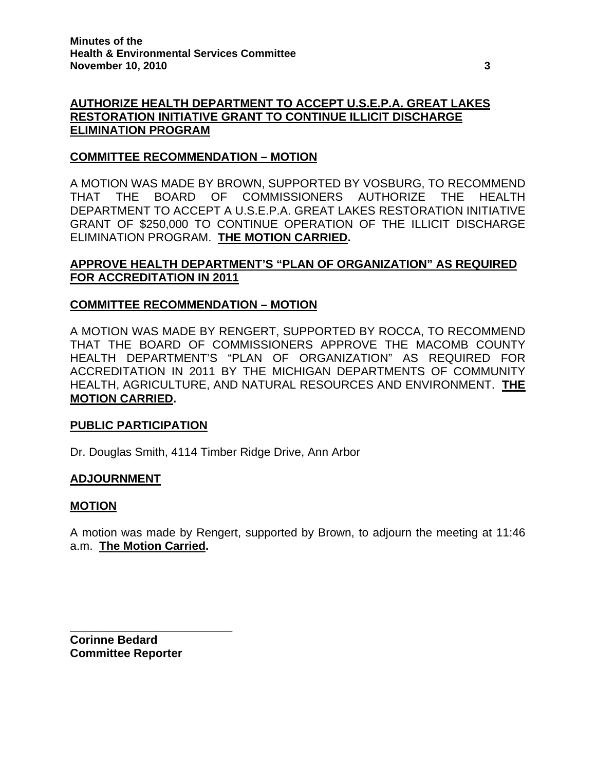## AUTHORIZE HEALTH DEPARTMENT TO ACCEPT U.S.E.P.A. GREAT LAKES RESTORATION INITIATIVE GRANT TO CONTINUE ILLICIT DISCHARGE ELIMINATION PROGRAM

### COMMITTEE RECOMMENDATION – MOTION

A MOTION WAS MADE BY BROWN, SUPPORTED BY VOSBURG, TO RECOMMEND THAT THE BOARD OF COMMISSIONERS AUTHORIZE THE HEALTH DEPARTMENT TO ACCEPT A U.S.E.P.A. GREAT LAKES RESTORATION INITIATIVE GRANT OF $250,000 TO CONTINUE OPERATION OF THE ILLICIT DISCHARGE ELIMINATION PROGRAM. **THE MOTION CARRIED.**

## APPROVE HEALTH DEPARTMENT'S "PLAN OF ORGANIZATION" AS REQUIRED FOR ACCREDITATION IN 2011

### COMMITTEE RECOMMENDATION – MOTION

A MOTION WAS MADE BY RENGERT, SUPPORTED BY ROCCA, TO RECOMMEND THAT THE BOARD OF COMMISSIONERS APPROVE THE MACOMB COUNTY HEALTH DEPARTMENT'S "PLAN OF ORGANIZATION" AS REQUIRED FOR ACCREDITATION IN 2011 BY THE MICHIGAN DEPARTMENTS OF COMMUNITY HEALTH, AGRICULTURE, AND NATURAL RESOURCES AND ENVIRONMENT. **THE MOTION CARRIED.**

## PUBLIC PARTICIPATION

Dr. Douglas Smith, 4114 Timber Ridge Drive, Ann Arbor

## ADJOURNMENT

### MOTION

A motion was made by Rengert, supported by Brown, to adjourn the meeting at 11:46 a.m. **The Motion Carried.**

\_\_\_\_\_\_\_\_\_\_\_\_\_\_\_\_\_\_\_\_\_\_\_\_\_\_

**Corinne Bedard**
**Committee Reporter**